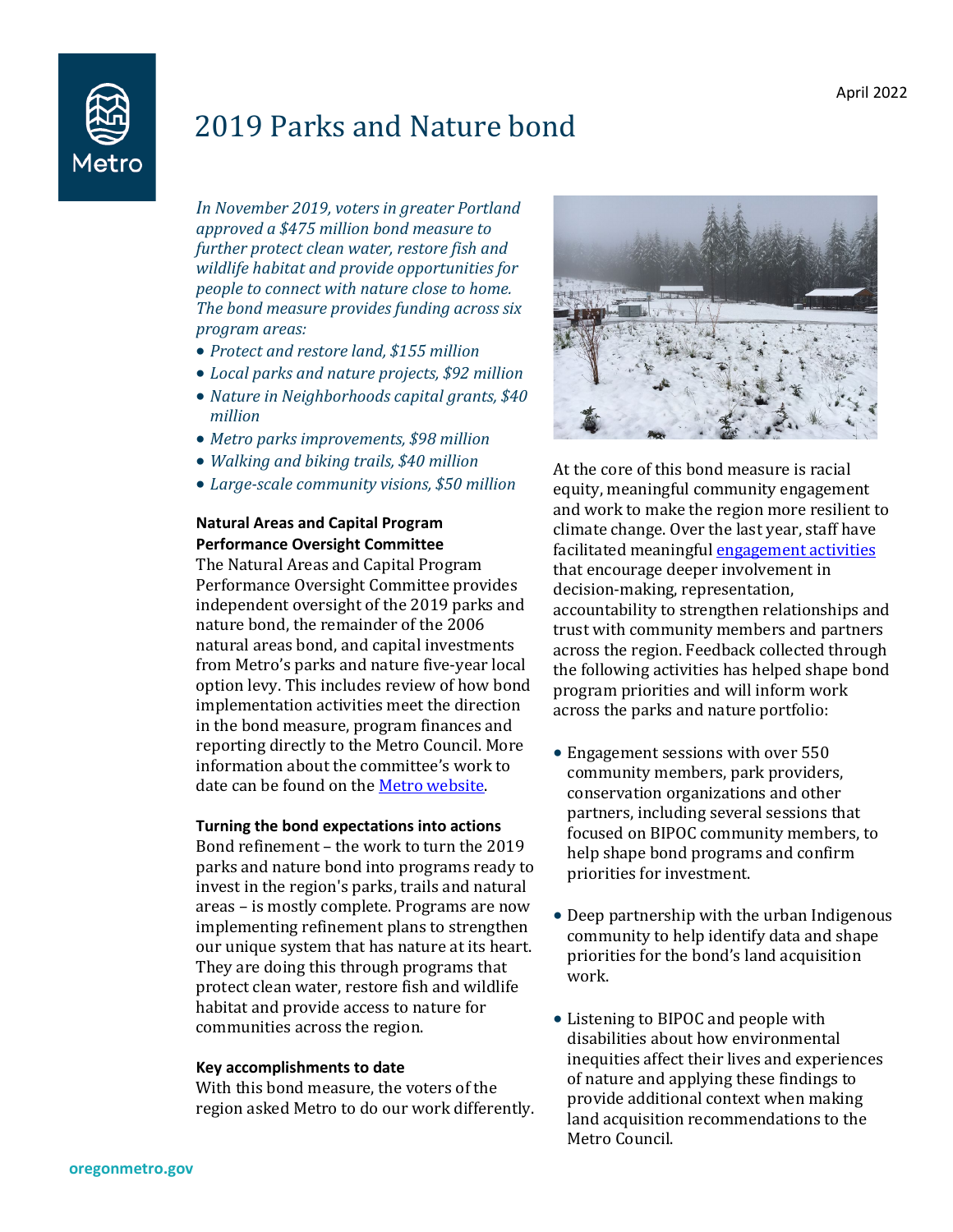April 2022

# 2019 Parks and Nature bond

*In November 2019, voters in greater Portland approved a $475 million bond measure to further protect clean water, restore fish and wildlife habitat and provide opportunities for people to connect with nature close to home. The bond measure provides funding across six program areas:*

- *Protect and restore land, $155 million*
- *Local parks and nature projects, $92 million*
- *Nature in Neighborhoods capital grants, $40 million*
- *Metro parks improvements, $98 million*
- *Walking and biking trails, $40 million*
- *Large-scale community visions, $50 million*

**Natural Areas and Capital Program Performance Oversight Committee**

The Natural Areas and Capital Program Performance Oversight Committee provides independent oversight of the 2019 parks and nature bond, the remainder of the 2006 natural areas bond, and capital investments from Metro's parks and nature five-year local option levy. This includes review of how bond implementation activities meet the direction in the bond measure, program finances and reporting directly to the Metro Council. More information about the committee's work to date can be found on the [Metro website](https://www.oregonmetro.gov).

**Turning the bond expectations into actions**

Bond refinement – the work to turn the 2019 parks and nature bond into programs ready to invest in the region's parks, trails and natural areas – is mostly complete. Programs are now implementing refinement plans to strengthen our unique system that has nature at its heart. They are doing this through programs that protect clean water, restore fish and wildlife habitat and provide access to nature for communities across the region.

**Key accomplishments to date**

With this bond measure, the voters of the region asked Metro to do our work differently. At the core of this bond measure is racial equity, meaningful community engagement and work to make the region more resilient to climate change. Over the last year, staff have facilitated meaningful [engagement activities](https://www.oregonmetro.gov) that encourage deeper involvement in decision-making, representation, accountability to strengthen relationships and trust with community members and partners across the region. Feedback collected through the following activities has helped shape bond program priorities and will inform work across the parks and nature portfolio:

- Engagement sessions with over 550 community members, park providers, conservation organizations and other partners, including several sessions that focused on BIPOC community members, to help shape bond programs and confirm priorities for investment.
- Deep partnership with the urban Indigenous community to help identify data and shape priorities for the bond's land acquisition work.
- Listening to BIPOC and people with disabilities about how environmental inequities affect their lives and experiences of nature and applying these findings to provide additional context when making land acquisition recommendations to the Metro Council.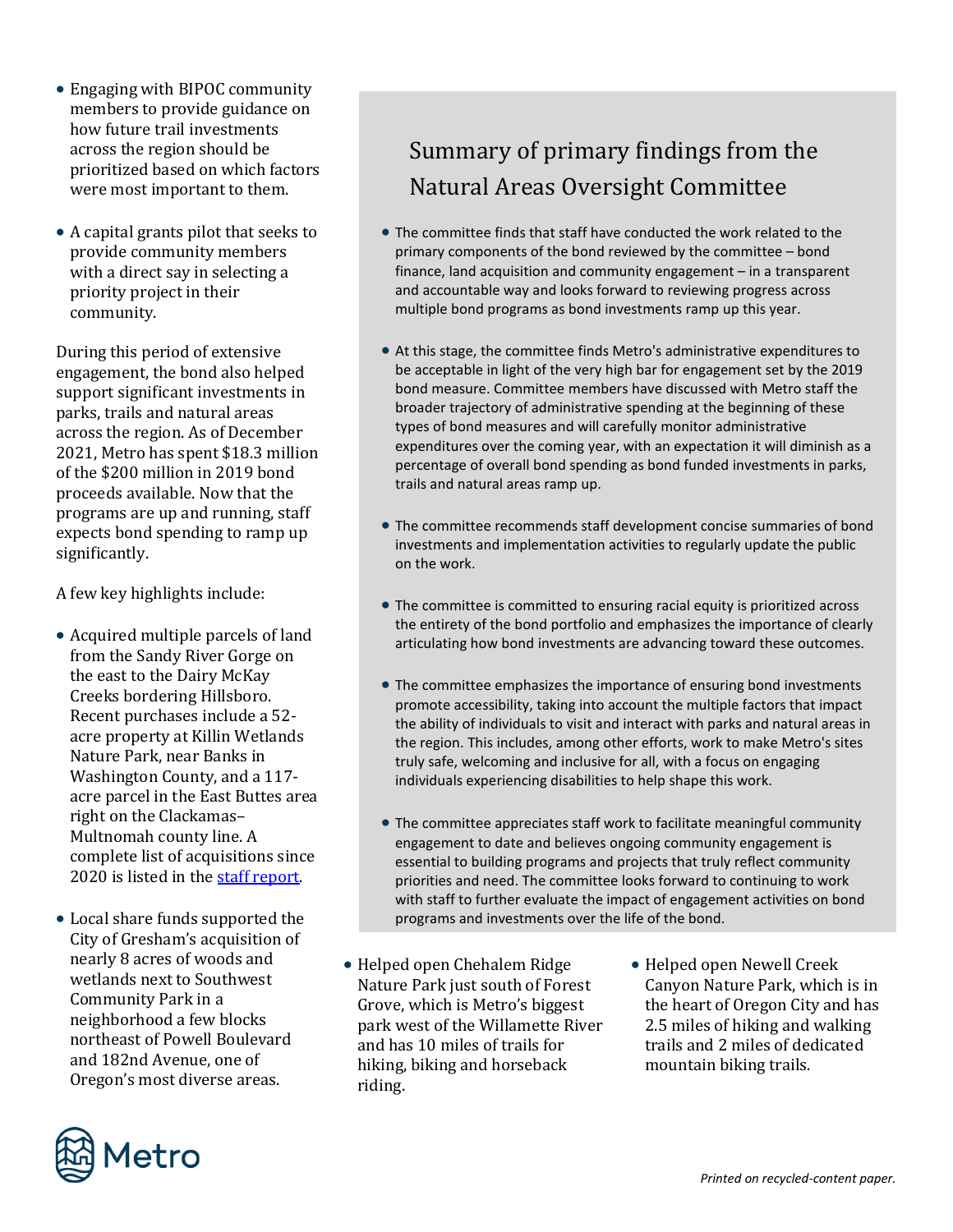- Engaging with BIPOC community members to provide guidance on how future trail investments across the region should be prioritized based on which factors were most important to them.
- A capital grants pilot that seeks to provide community members with a direct say in selecting a priority project in their community.

During this period of extensive engagement, the bond also helped support significant investments in parks, trails and natural areas across the region. As of December 2021, Metro has spent $18.3 million of the $200 million in 2019 bond proceeds available. Now that the programs are up and running, staff expects bond spending to ramp up significantly.

A few key highlights include:

- Acquired multiple parcels of land from the Sandy River Gorge on the east to the Dairy McKay Creeks bordering Hillsboro. Recent purchases include a 52-acre property at Killin Wetlands Nature Park, near Banks in Washington County, and a 117-acre parcel in the East Buttes area right on the Clackamas–Multnomah county line. A complete list of acquisitions since 2020 is listed in the [staff report](staff report).
- Local share funds supported the City of Gresham's acquisition of nearly 8 acres of woods and wetlands next to Southwest Community Park in a neighborhood a few blocks northeast of Powell Boulevard and 182nd Avenue, one of Oregon's most diverse areas.
- Helped open Chehalem Ridge Nature Park just south of Forest Grove, which is Metro's biggest park west of the Willamette River and has 10 miles of trails for hiking, biking and horseback riding.
- Helped open Newell Creek Canyon Nature Park, which is in the heart of Oregon City and has 2.5 miles of hiking and walking trails and 2 miles of dedicated mountain biking trails.

## Summary of primary findings from the Natural Areas Oversight Committee

- The committee finds that staff have conducted the work related to the primary components of the bond reviewed by the committee – bond finance, land acquisition and community engagement – in a transparent and accountable way and looks forward to reviewing progress across multiple bond programs as bond investments ramp up this year.
- At this stage, the committee finds Metro's administrative expenditures to be acceptable in light of the very high bar for engagement set by the 2019 bond measure. Committee members have discussed with Metro staff the broader trajectory of administrative spending at the beginning of these types of bond measures and will carefully monitor administrative expenditures over the coming year, with an expectation it will diminish as a percentage of overall bond spending as bond funded investments in parks, trails and natural areas ramp up.
- The committee recommends staff development concise summaries of bond investments and implementation activities to regularly update the public on the work.
- The committee is committed to ensuring racial equity is prioritized across the entirety of the bond portfolio and emphasizes the importance of clearly articulating how bond investments are advancing toward these outcomes.
- The committee emphasizes the importance of ensuring bond investments promote accessibility, taking into account the multiple factors that impact the ability of individuals to visit and interact with parks and natural areas in the region. This includes, among other efforts, work to make Metro's sites truly safe, welcoming and inclusive for all, with a focus on engaging individuals experiencing disabilities to help shape this work.
- The committee appreciates staff work to facilitate meaningful community engagement to date and believes ongoing community engagement is essential to building programs and projects that truly reflect community priorities and need. The committee looks forward to continuing to work with staff to further evaluate the impact of engagement activities on bond programs and investments over the life of the bond.

Metro

*Printed on recycled-content paper.*